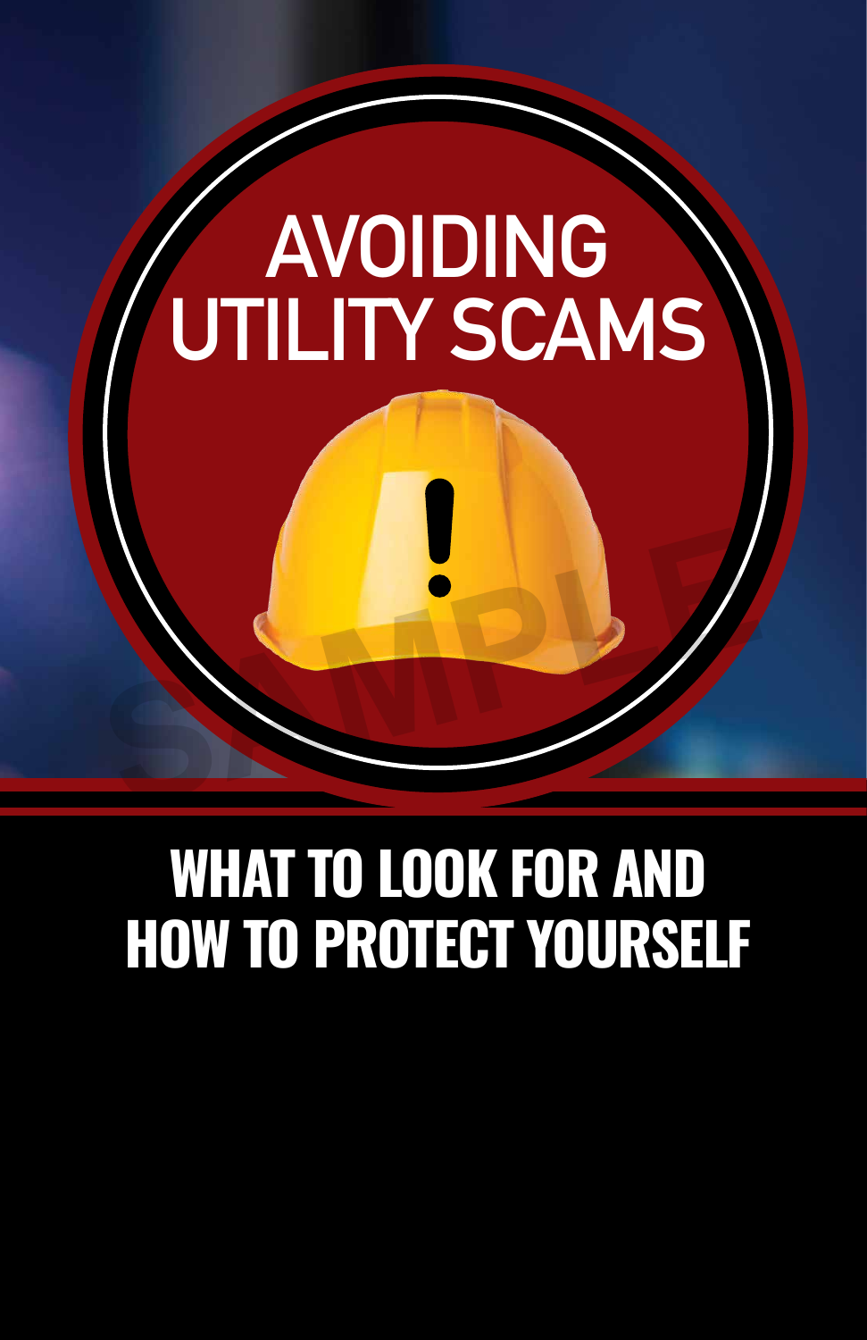# AVOIDING UTILITY SCAMS

## WHAT TO LOOK FOR AND HOW TO PROTECT YOURSELF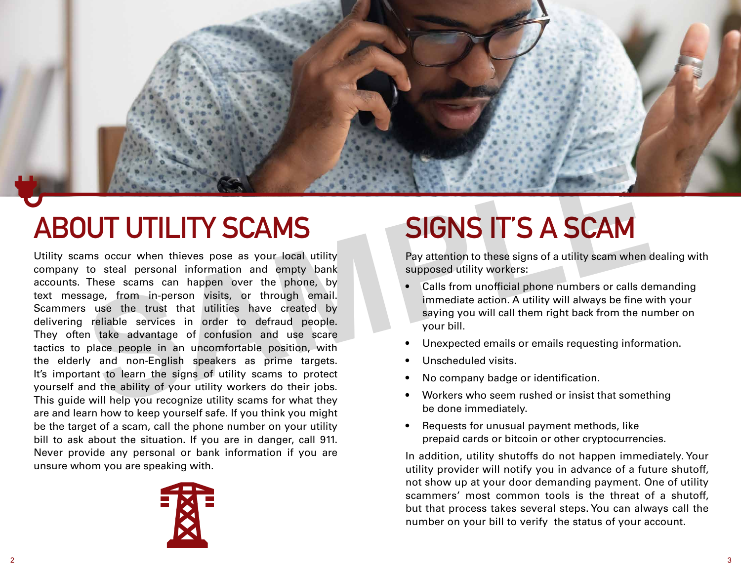# ABOUT UTILITY SCAMS

Utility scams occur when thieves pose as your local utility company to steal personal information and empty bank accounts. These scams can happen over the phone, by text message, from in-person visits, or through email. Scammers use the trust that utilities have created by delivering reliable services in order to defraud people. They often take advantage of confusion and use scare tactics to place people in an uncomfortable position, with the elderly and non-English speakers as prime targets. It's important to learn the signs of utility scams to protect yourself and the ability of your utility workers do their jobs. This guide will help you recognize utility scams for what they are and learn how to keep yourself safe. If you think you might be the target of a scam, call the phone number on your utility bill to ask about the situation. If you are in danger, call 911. Never provide any personal or bank information if you are unsure whom you are speaking with.

# SIGNS IT'S A SCAM

Pay attention to these signs of a utility scam when dealing with supposed utility workers:

- Calls from unofficial phone numbers or calls demanding immediate action. A utility will always be fine with your saying you will call them right back from the number on your bill.
- Unexpected emails or emails requesting information.
- Unscheduled visits.
- No company badge or identification.
- Workers who seem rushed or insist that something be done immediately.
- Requests for unusual payment methods, like prepaid cards or bitcoin or other cryptocurrencies.

In addition, utility shutoffs do not happen immediately. Your utility provider will notify you in advance of a future shutoff, not show up at your door demanding payment. One of utility scammers' most common tools is the threat of a shutoff, but that process takes several steps. You can always call the number on your bill to verify the status of your account.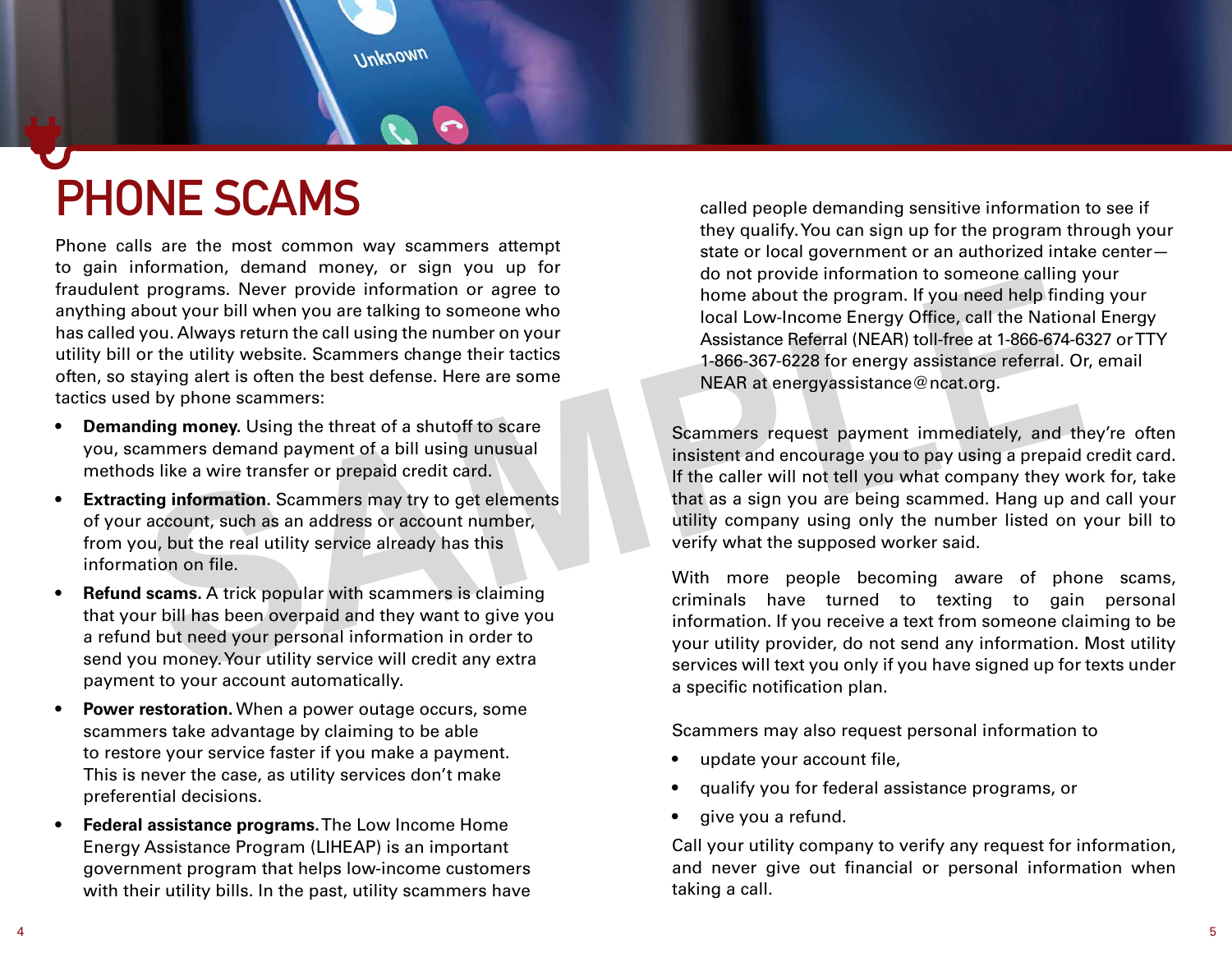# PHONE SCAMS

Phone calls are the most common way scammers attempt to gain information, demand money, or sign you up for fraudulent programs. Never provide information or agree to anything about your bill when you are talking to someone who has called you. Always return the call using the number on your utility bill or the utility website. Scammers change their tactics often, so staying alert is often the best defense. Here are some tactics used by phone scammers:

- **Demanding money**. Using the threat of a shutoff to scare you, scammers demand payment of a bill using unusual methods like a wire transfer or prepaid credit card.
- **Extracting information**. Scammers may try to get elements of your account, such as an address or account number, from you, but the real utility service already has this information on file.
- **Refund scams**. A trick popular with scammers is claiming that your bill has been overpaid and they want to give you a refund but need your personal information in order to send you money. Your utility service will credit any extra payment to your account automatically.
- **Power restoration**. When a power outage occurs, some scammers take advantage by claiming to be able to restore your service faster if you make a payment. This is never the case, as utility services don't make preferential decisions.
- **Federal assistance programs**. The Low Income Home Energy Assistance Program (LIHEAP) is an important government program that helps low-income customers with their utility bills. In the past, utility scammers have called people demanding sensitive information to see if they qualify. You can sign up for the program through your state or local government or an authorized intake center—do not provide information to someone calling your home about the program. If you need help finding your local Low-Income Energy Office, call the National Energy Assistance Referral (NEAR) toll-free at 1-866-674-6327 or TTY 1-866-367-6228 for energy assistance referral. Or, email NEAR at energyassistance@ncat.org.

Scammers request payment immediately, and they're often insistent and encourage you to pay using a prepaid credit card. If the caller will not tell you what company they work for, take that as a sign you are being scammed. Hang up and call your utility company using only the number listed on your bill to verify what the supposed worker said.

With more people becoming aware of phone scams, criminals have turned to texting to gain personal information. If you receive a text from someone claiming to be your utility provider, do not send any information. Most utility services will text you only if you have signed up for texts under a specific notification plan.

Scammers may also request personal information to

- update your account file,
- qualify you for federal assistance programs, or
- give you a refund.

Call your utility company to verify any request for information, and never give out financial or personal information when taking a call.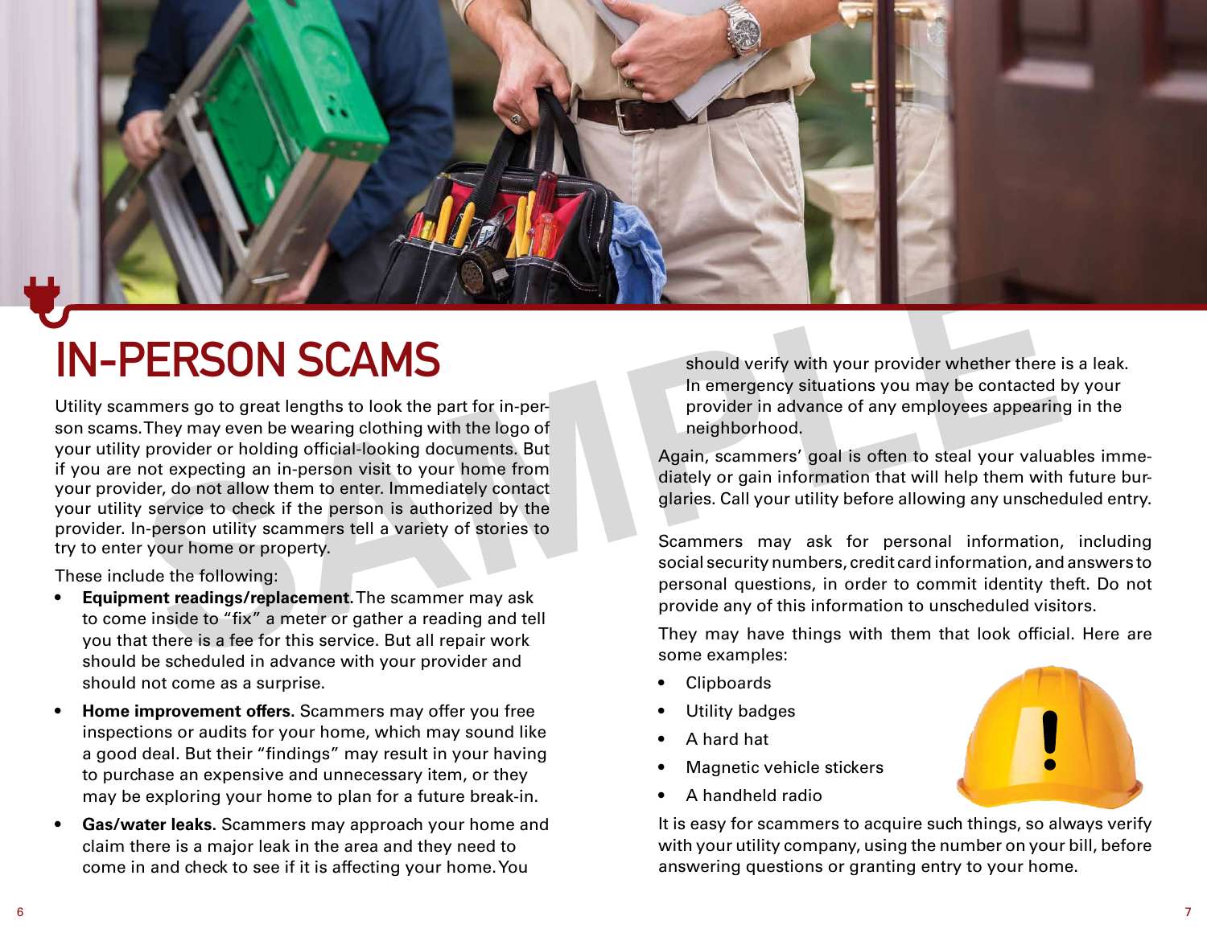# IN-PERSON SCAMS

Utility scammers go to great lengths to look the part for in-person scams. They may even be wearing clothing with the logo of your utility provider or holding official-looking documents. But if you are not expecting an in-person visit to your home from your provider, do not allow them to enter. Immediately contact your utility service to check if the person is authorized by the provider. In-person utility scammers tell a variety of stories to try to enter your home or property.

These include the following:

- **Equipment readings/replacement.** The scammer may ask to come inside to "fix" a meter or gather a reading and tell you that there is a fee for this service. But all repair work should be scheduled in advance with your provider and should not come as a surprise.
- **Home improvement offers.** Scammers may offer you free inspections or audits for your home, which may sound like a good deal. But their "findings" may result in your having to purchase an expensive and unnecessary item, or they may be exploring your home to plan for a future break-in.
- **Gas/water leaks.** Scammers may approach your home and claim there is a major leak in the area and they need to come in and check to see if it is affecting your home. You should verify with your provider whether there is a leak. In emergency situations you may be contacted by your provider in advance of any employees appearing in the neighborhood.

Again, scammers' goal is often to steal your valuables immediately or gain information that will help them with future burglaries. Call your utility before allowing any unscheduled entry.

Scammers may ask for personal information, including social security numbers, credit card information, and answers to personal questions, in order to commit identity theft. Do not provide any of this information to unscheduled visitors.

They may have things with them that look official. Here are some examples:

- Clipboards
- Utility badges
- A hard hat
- Magnetic vehicle stickers
- A handheld radio

It is easy for scammers to acquire such things, so always verify with your utility company, using the number on your bill, before answering questions or granting entry to your home.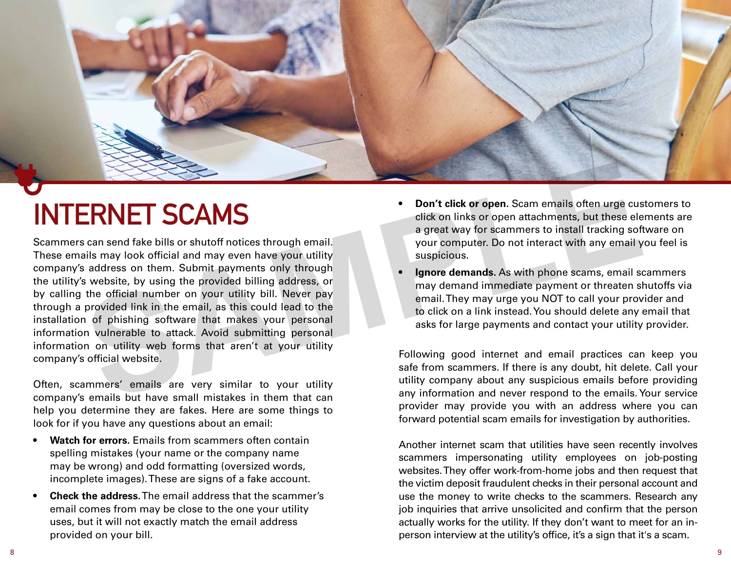# INTERNET SCAMS

Scammers can send fake bills or shutoff notices through email. These emails may look official and may even have your utility company's address on them. Submit payments only through the utility's website, by using the provided billing address, or by calling the official number on your utility bill. Never pay through a provided link in the email, as this could lead to the installation of phishing software that makes your personal information vulnerable to attack. Avoid submitting personal information on utility web forms that aren't at your utility company's official website.

Often, scammers' emails are very similar to your utility company's emails but have small mistakes in them that can help you determine they are fakes. Here are some things to look for if you have any questions about an email:

- **Watch for errors.** Emails from scammers often contain spelling mistakes (your name or the company name may be wrong) and odd formatting (oversized words, incomplete images). These are signs of a fake account.
- **Check the address.** The email address that the scammer's email comes from may be close to the one your utility uses, but it will not exactly match the email address provided on your bill.
- **Don't click or open.** Scam emails often urge customers to click on links or open attachments, but these elements are a great way for scammers to install tracking software on your computer. Do not interact with any email you feel is suspicious.
- **Ignore demands.** As with phone scams, email scammers may demand immediate payment or threaten shutoffs via email. They may urge you NOT to call your provider and to click on a link instead. You should delete any email that asks for large payments and contact your utility provider.

Following good internet and email practices can keep you safe from scammers. If there is any doubt, hit delete. Call your utility company about any suspicious emails before providing any information and never respond to the emails. Your service provider may provide you with an address where you can forward potential scam emails for investigation by authorities.

Another internet scam that utilities have seen recently involves scammers impersonating utility employees on job-posting websites. They offer work-from-home jobs and then request that the victim deposit fraudulent checks in their personal account and use the money to write checks to the scammers. Research any job inquiries that arrive unsolicited and confirm that the person actually works for the utility. If they don't want to meet for an in-person interview at the utility's office, it's a sign that it's a scam.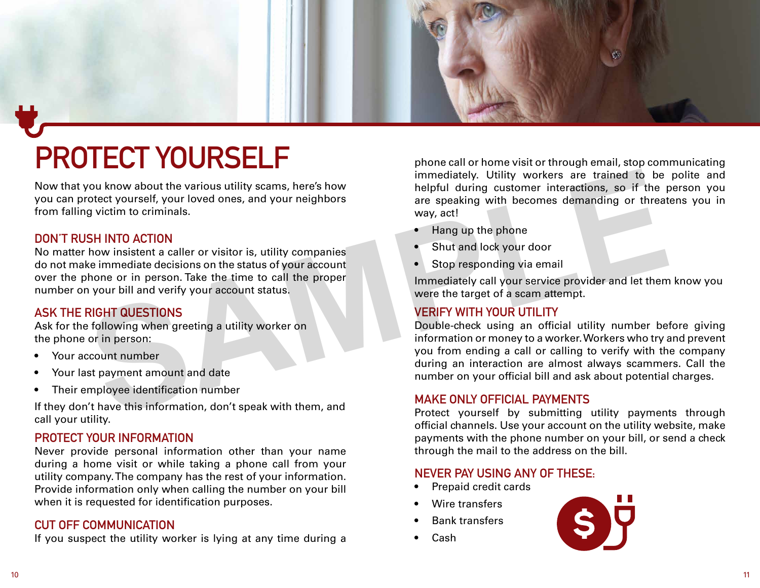# PROTECT YOURSELF

Now that you know about the various utility scams, here's how you can protect yourself, your loved ones, and your neighbors from falling victim to criminals.

## DON'T RUSH INTO ACTION

No matter how insistent a caller or visitor is, utility companies do not make immediate decisions on the status of your account over the phone or in person. Take the time to call the proper number on your bill and verify your account status.

## ASK THE RIGHT QUESTIONS

Ask for the following when greeting a utility worker on the phone or in person:

- Your account number
- Your last payment amount and date
- Their employee identification number

If they don't have this information, don't speak with them, and call your utility.

## PROTECT YOUR INFORMATION

Never provide personal information other than your name during a home visit or while taking a phone call from your utility company. The company has the rest of your information. Provide information only when calling the number on your bill when it is requested for identification purposes.

## CUT OFF COMMUNICATION

If you suspect the utility worker is lying at any time during a phone call or home visit or through email, stop communicating immediately. Utility workers are trained to be polite and helpful during customer interactions, so if the person you are speaking with becomes demanding or threatens you in way, act!

- Hang up the phone
- Shut and lock your door
- Stop responding via email

Immediately call your service provider and let them know you were the target of a scam attempt.

## VERIFY WITH YOUR UTILITY

Double-check using an official utility number before giving information or money to a worker. Workers who try and prevent you from ending a call or calling to verify with the company during an interaction are almost always scammers. Call the number on your official bill and ask about potential charges.

## MAKE ONLY OFFICIAL PAYMENTS

Protect yourself by submitting utility payments through official channels. Use your account on the utility website, make payments with the phone number on your bill, or send a check through the mail to the address on the bill.

## NEVER PAY USING ANY OF THESE:

- Prepaid credit cards
- Wire transfers
- Bank transfers
- Cash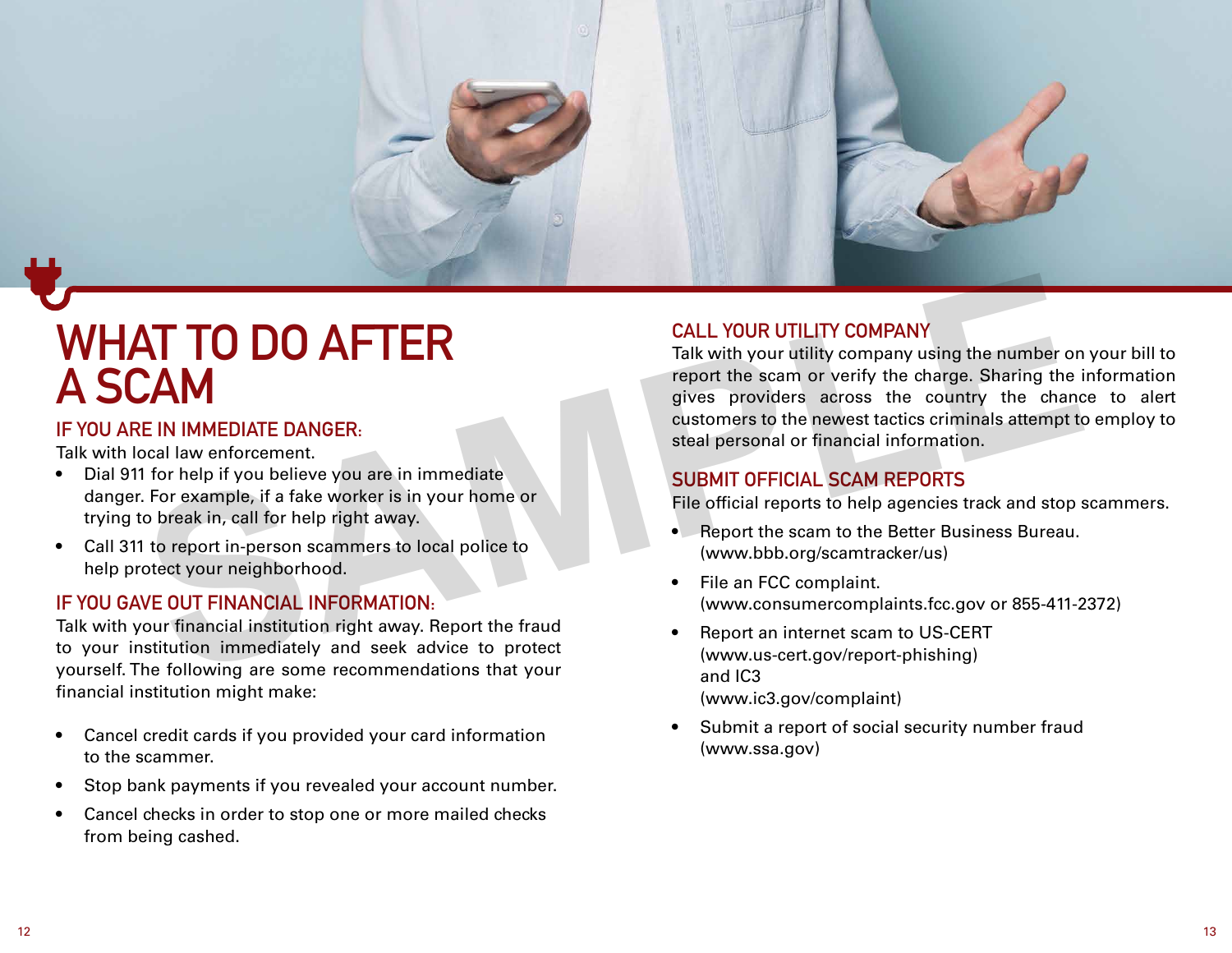# WHAT TO DO AFTER A SCAM

## IF YOU ARE IN IMMEDIATE DANGER:

Talk with local law enforcement.

- Dial 911 for help if you believe you are in immediate danger. For example, if a fake worker is in your home or trying to break in, call for help right away.
- Call 311 to report in-person scammers to local police to help protect your neighborhood.

## IF YOU GAVE OUT FINANCIAL INFORMATION:

Talk with your financial institution right away. Report the fraud to your institution immediately and seek advice to protect yourself. The following are some recommendations that your financial institution might make:

- Cancel credit cards if you provided your card information to the scammer.
- Stop bank payments if you revealed your account number.
- Cancel checks in order to stop one or more mailed checks from being cashed.

## CALL YOUR UTILITY COMPANY

Talk with your utility company using the number on your bill to report the scam or verify the charge. Sharing the information gives providers across the country the chance to alert customers to the newest tactics criminals attempt to employ to steal personal or financial information.

## SUBMIT OFFICIAL SCAM REPORTS

File official reports to help agencies track and stop scammers.

- Report the scam to the Better Business Bureau. (www.bbb.org/scamtracker/us)
- File an FCC complaint. (www.consumercomplaints.fcc.gov or 855-411-2372)
- Report an internet scam to US-CERT (www.us-cert.gov/report-phishing) and IC3 (www.ic3.gov/complaint)
- Submit a report of social security number fraud (www.ssa.gov)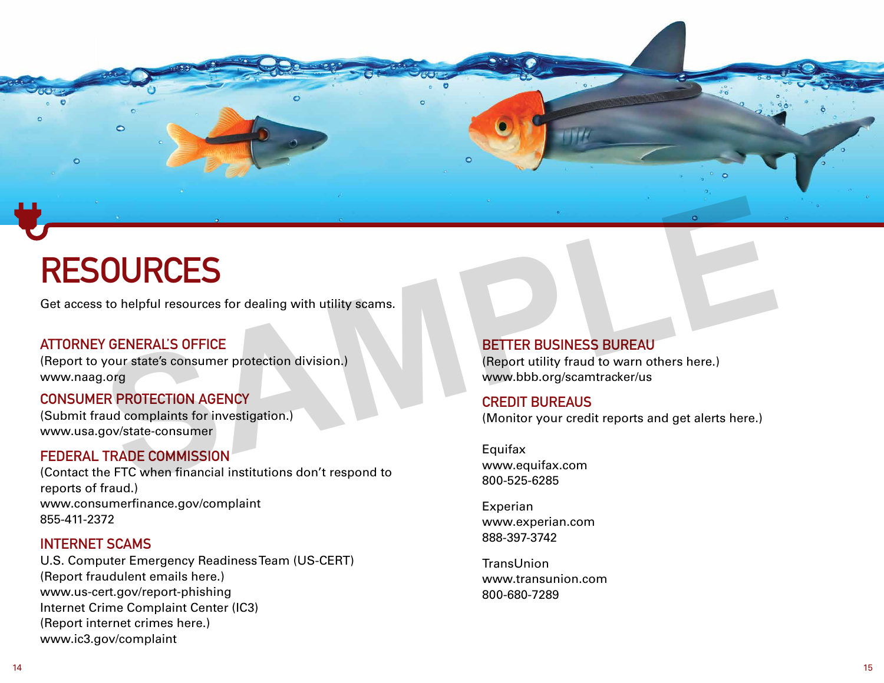# RESOURCES

Get access to helpful resources for dealing with utility scams.

## ATTORNEY GENERAL'S OFFICE

(Report to your state's consumer protection division.)
www.naag.org

## CONSUMER PROTECTION AGENCY

(Submit fraud complaints for investigation.)
www.usa.gov/state-consumer

## FEDERAL TRADE COMMISSION

(Contact the FTC when financial institutions don't respond to reports of fraud.)
www.consumerfinance.gov/complaint
855-411-2372

## INTERNET SCAMS

U.S. Computer Emergency Readiness Team (US-CERT)
(Report fraudulent emails here.)
www.us-cert.gov/report-phishing
Internet Crime Complaint Center (IC3)
(Report internet crimes here.)
www.ic3.gov/complaint

## BETTER BUSINESS BUREAU

(Report utility fraud to warn others here.)
www.bbb.org/scamtracker/us

## CREDIT BUREAUS

(Monitor your credit reports and get alerts here.)

Equifax
www.equifax.com
800-525-6285

Experian
www.experian.com
888-397-3742

TransUnion
www.transunion.com
800-680-7289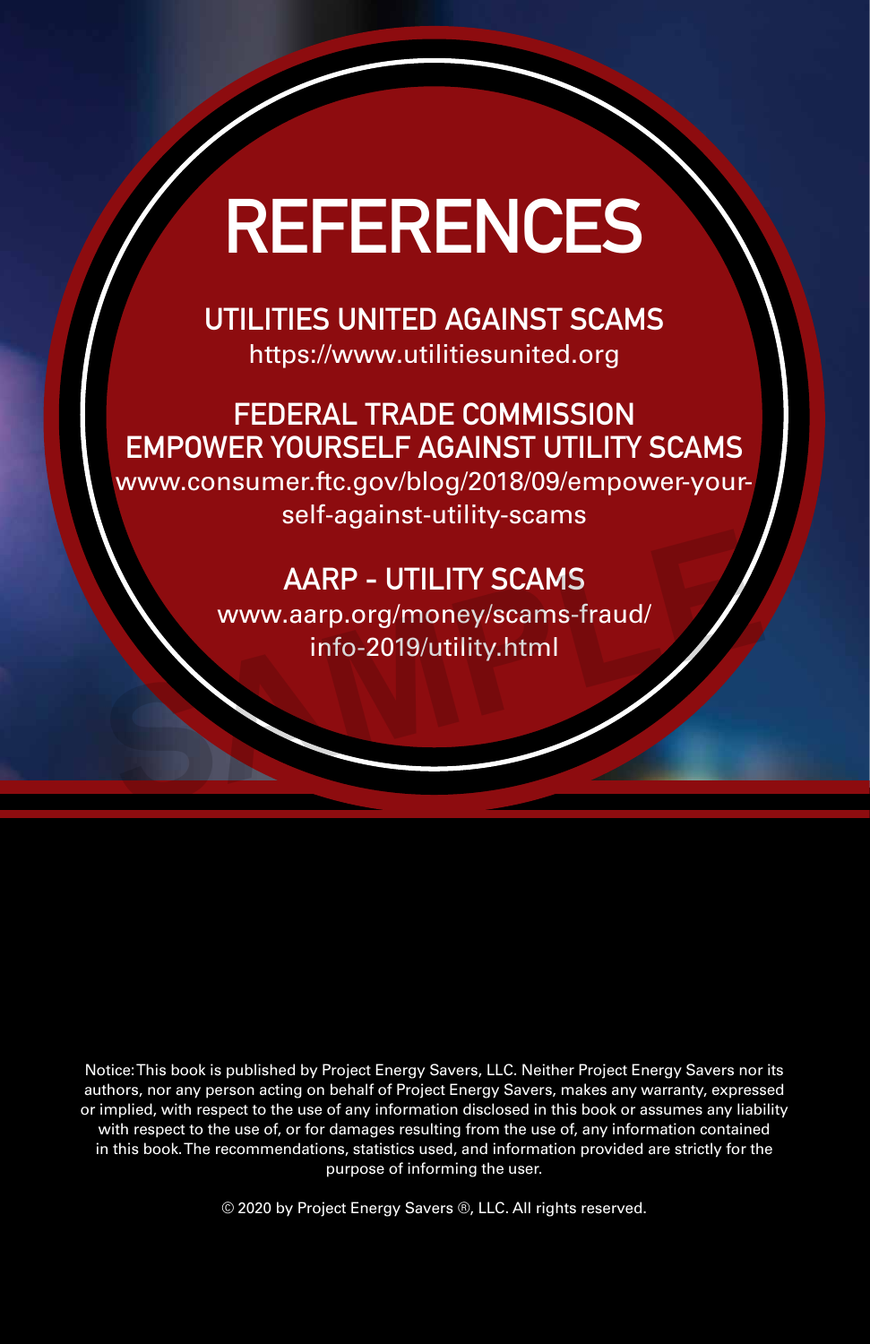# REFERENCES

## UTILITIES UNITED AGAINST SCAMS

https://www.utilitiesunited.org

## FEDERAL TRADE COMMISSION EMPOWER YOURSELF AGAINST UTILITY SCAMS

www.consumer.ftc.gov/blog/2018/09/empower-yourself-against-utility-scams

## AARP - UTILITY SCAMS

www.aarp.org/money/scams-fraud/info-2019/utility.html

Notice: This book is published by Project Energy Savers, LLC. Neither Project Energy Savers nor its authors, nor any person acting on behalf of Project Energy Savers, makes any warranty, expressed or implied, with respect to the use of any information disclosed in this book or assumes any liability with respect to the use of, or for damages resulting from the use of, any information contained in this book. The recommendations, statistics used, and information provided are strictly for the purpose of informing the user.

© 2020 by Project Energy Savers ®, LLC. All rights reserved.